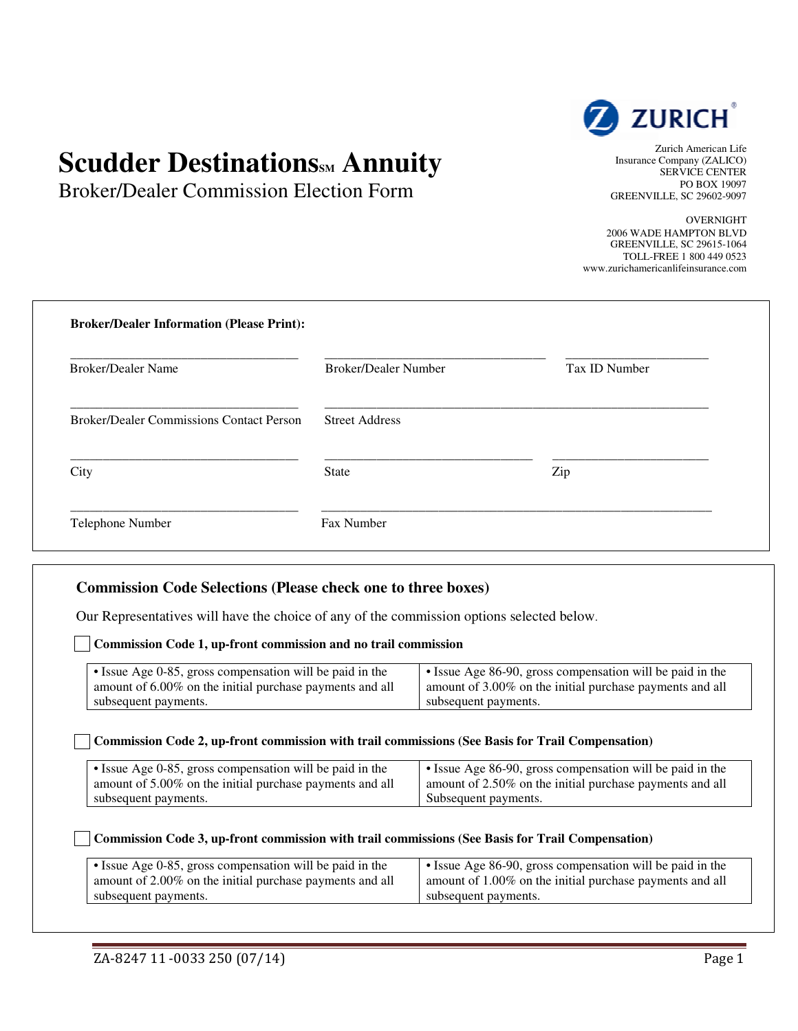# Scudder Destinations℠ Annuity

## Broker/Dealer Commission Election Form

ZURICH

Zurich American Life Insurance Company (ZALICO)
SERVICE CENTER
PO BOX 19097
GREENVILLE, SC 29602-9097

OVERNIGHT
2006 WADE HAMPTON BLVD
GREENVILLE, SC 29615-1064
TOLL-FREE 1 800 449 0523
www.zurichamericanlifeinsurance.com

**Broker/Dealer Information (Please Print):**

| | | |
|---|---|---|
| Broker/Dealer Name | Broker/Dealer Number | Tax ID Number |
| Broker/Dealer Commissions Contact Person | Street Address | |
| City | State | Zip |
| Telephone Number | Fax Number | |

### Commission Code Selections (Please check one to three boxes)

Our Representatives will have the choice of any of the commission options selected below.

☐ **Commission Code 1, up-front commission and no trail commission**

| | |
|---|---|
| • Issue Age 0-85, gross compensation will be paid in the amount of 6.00% on the initial purchase payments and all subsequent payments. | • Issue Age 86-90, gross compensation will be paid in the amount of 3.00% on the initial purchase payments and all subsequent payments. |

☐ **Commission Code 2, up-front commission with trail commissions (See Basis for Trail Compensation)**

| | |
|---|---|
| • Issue Age 0-85, gross compensation will be paid in the amount of 5.00% on the initial purchase payments and all subsequent payments. | • Issue Age 86-90, gross compensation will be paid in the amount of 2.50% on the initial purchase payments and all Subsequent payments. |

☐ **Commission Code 3, up-front commission with trail commissions (See Basis for Trail Compensation)**

| | |
|---|---|
| • Issue Age 0-85, gross compensation will be paid in the amount of 2.00% on the initial purchase payments and all subsequent payments. | • Issue Age 86-90, gross compensation will be paid in the amount of 1.00% on the initial purchase payments and all subsequent payments. |

ZA-8247 11 -0033 250 (07/14)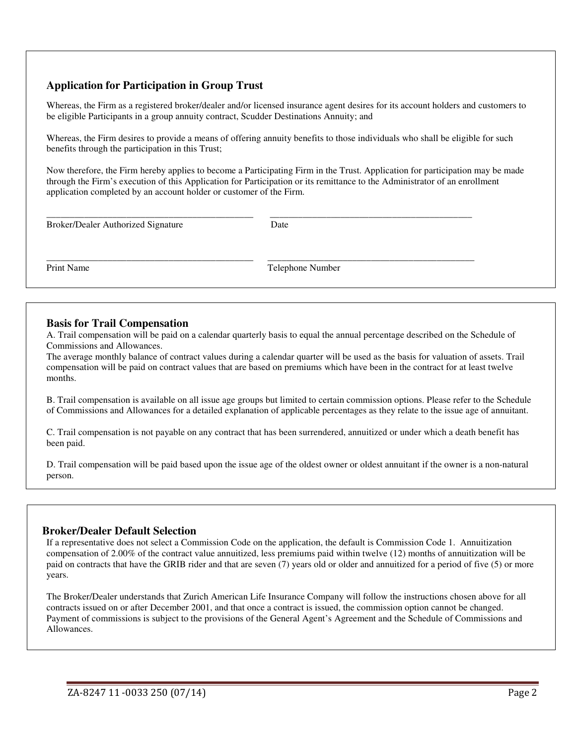## Application for Participation in Group Trust

Whereas, the Firm as a registered broker/dealer and/or licensed insurance agent desires for its account holders and customers to be eligible Participants in a group annuity contract, Scudder Destinations Annuity; and

Whereas, the Firm desires to provide a means of offering annuity benefits to those individuals who shall be eligible for such benefits through the participation in this Trust;

Now therefore, the Firm hereby applies to become a Participating Firm in the Trust. Application for participation may be made through the Firm's execution of this Application for Participation or its remittance to the Administrator of an enrollment application completed by an account holder or customer of the Firm.

_____________________________________________ _____________________________________________

Broker/Dealer Authorized Signature Date

_____________________________________________ _____________________________________________

Print Name Telephone Number

## Basis for Trail Compensation

A. Trail compensation will be paid on a calendar quarterly basis to equal the annual percentage described on the Schedule of Commissions and Allowances.
The average monthly balance of contract values during a calendar quarter will be used as the basis for valuation of assets. Trail compensation will be paid on contract values that are based on premiums which have been in the contract for at least twelve months.

B. Trail compensation is available on all issue age groups but limited to certain commission options. Please refer to the Schedule of Commissions and Allowances for a detailed explanation of applicable percentages as they relate to the issue age of annuitant.

C. Trail compensation is not payable on any contract that has been surrendered, annuitized or under which a death benefit has been paid.

D. Trail compensation will be paid based upon the issue age of the oldest owner or oldest annuitant if the owner is a non-natural person.

## Broker/Dealer Default Selection

If a representative does not select a Commission Code on the application, the default is Commission Code 1. Annuitization compensation of 2.00% of the contract value annuitized, less premiums paid within twelve (12) months of annuitization will be paid on contracts that have the GRIB rider and that are seven (7) years old or older and annuitized for a period of five (5) or more years.

The Broker/Dealer understands that Zurich American Life Insurance Company will follow the instructions chosen above for all contracts issued on or after December 2001, and that once a contract is issued, the commission option cannot be changed. Payment of commissions is subject to the provisions of the General Agent's Agreement and the Schedule of Commissions and Allowances.

ZA-8247 11 -0033 250 (07/14)